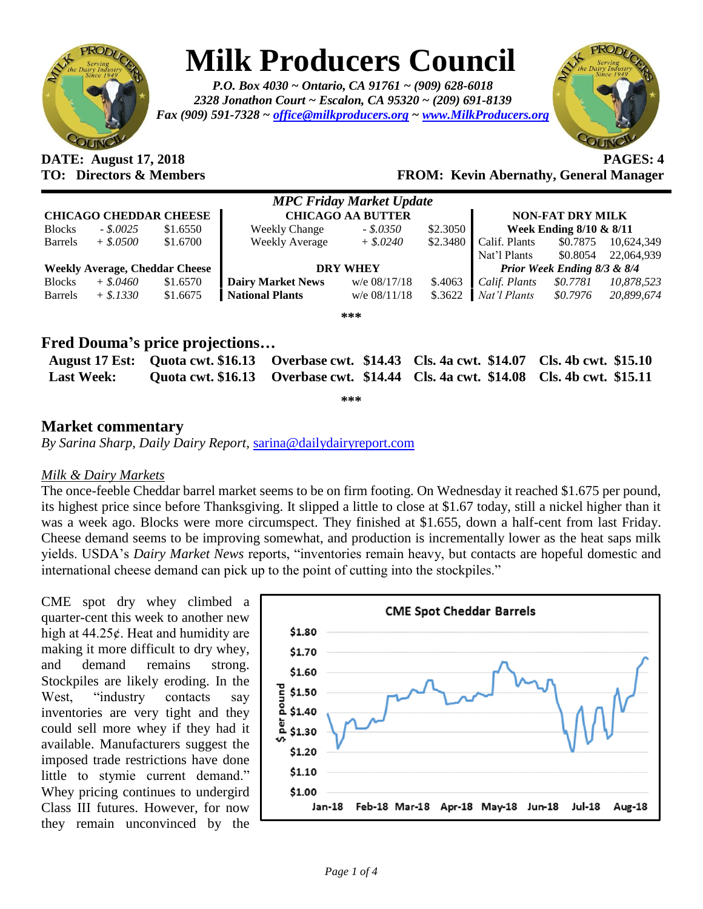# Milk Producers Council

*P.O. Box 4030 ~ Ontario, CA 91761 ~ (909) 628-6018*
*2328 Jonathon Court ~ Escalon, CA 95320 ~ (209) 691-8139*
*Fax (909) 591-7328 ~ office@milkproducers.org ~ www.MilkProducers.org*

**DATE: August 17, 2018** **PAGES: 4**
**TO: Directors & Members** **FROM: Kevin Abernathy, General Manager**

*MPC Friday Market Update*

| CHICAGO CHEDDAR CHEESE | | | CHICAGO AA BUTTER | | | NON-FAT DRY MILK | | |
|---|---|---|---|---|---|---|---|---|
| Blocks | *- $.0025* | $1.6550 | Weekly Change | *- $.0350* | $2.3050 | Week Ending 8/10 & 8/11 | | |
| Barrels | *+ $.0500* | $1.6700 | Weekly Average | *+ $.0240* | $2.3480 | Calif. Plants | $0.7875 | 10,624,349 |
| | | | | | | Nat'l Plants | $0.8054 | 22,064,939 |
| **Weekly Average, Cheddar Cheese** | | | **DRY WHEY** | | | *Prior Week Ending 8/3 & 8/4* | | |
| Blocks | *+ $.0460* | $1.6570 | **Dairy Market News** | w/e 08/17/18 | $.4063 | *Calif. Plants* | *$0.7781* | *10,878,523* |
| Barrels | *+ $.1330* | $1.6675 | **National Plants** | w/e 08/11/18 | $.3622 | *Nat'l Plants* | *$0.7976* | *20,899,674* |

***

## Fred Douma's price projections…

| | | | | |
|---|---|---|---|---|
| **August 17 Est:** | **Quota cwt. $16.13** | **Overbase cwt. $14.43** | **Cls. 4a cwt. $14.07** | **Cls. 4b cwt. $15.10** |
| **Last Week:** | **Quota cwt. $16.13** | **Overbase cwt. $14.44** | **Cls. 4a cwt. $14.08** | **Cls. 4b cwt. $15.11** |

***

## Market commentary

*By Sarina Sharp, Daily Dairy Report*, sarina@dailydairyreport.com

### *Milk & Dairy Markets*

The once-feeble Cheddar barrel market seems to be on firm footing. On Wednesday it reached $1.675 per pound, its highest price since before Thanksgiving. It slipped a little to close at $1.67 today, still a nickel higher than it was a week ago. Blocks were more circumspect. They finished at $1.655, down a half-cent from last Friday. Cheese demand seems to be improving somewhat, and production is incrementally lower as the heat saps milk yields. USDA's *Dairy Market News* reports, "inventories remain heavy, but contacts are hopeful domestic and international cheese demand can pick up to the point of cutting into the stockpiles."

CME spot dry whey climbed a quarter-cent this week to another new high at 44.25¢. Heat and humidity are making it more difficult to dry whey, and demand remains strong. Stockpiles are likely eroding. In the West, "industry contacts say inventories are very tight and they could sell more whey if they had it available. Manufacturers suggest the imposed trade restrictions have done little to stymie current demand." Whey pricing continues to undergird Class III futures. However, for now they remain unconvinced by the

**CME Spot Cheddar Barrels**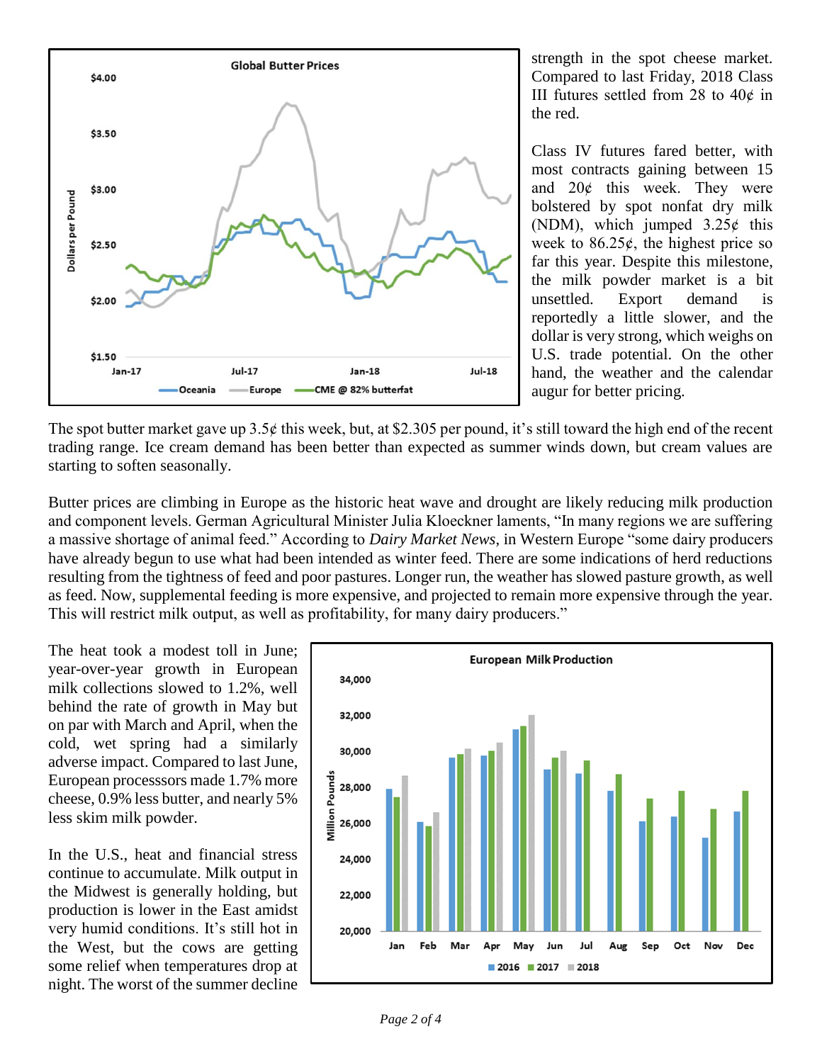strength in the spot cheese market. Compared to last Friday, 2018 Class III futures settled from 28 to 40¢ in the red.

Class IV futures fared better, with most contracts gaining between 15 and 20¢ this week. They were bolstered by spot nonfat dry milk (NDM), which jumped 3.25¢ this week to 86.25¢, the highest price so far this year. Despite this milestone, the milk powder market is a bit unsettled. Export demand is reportedly a little slower, and the dollar is very strong, which weighs on U.S. trade potential. On the other hand, the weather and the calendar augur for better pricing.

The spot butter market gave up 3.5¢ this week, but, at $2.305 per pound, it's still toward the high end of the recent trading range. Ice cream demand has been better than expected as summer winds down, but cream values are starting to soften seasonally.

Butter prices are climbing in Europe as the historic heat wave and drought are likely reducing milk production and component levels. German Agricultural Minister Julia Kloeckner laments, "In many regions we are suffering a massive shortage of animal feed." According to *Dairy Market News*, in Western Europe "some dairy producers have already begun to use what had been intended as winter feed. There are some indications of herd reductions resulting from the tightness of feed and poor pastures. Longer run, the weather has slowed pasture growth, as well as feed. Now, supplemental feeding is more expensive, and projected to remain more expensive through the year. This will restrict milk output, as well as profitability, for many dairy producers."

The heat took a modest toll in June; year-over-year growth in European milk collections slowed to 1.2%, well behind the rate of growth in May but on par with March and April, when the cold, wet spring had a similarly adverse impact. Compared to last June, European processsors made 1.7% more cheese, 0.9% less butter, and nearly 5% less skim milk powder.

In the U.S., heat and financial stress continue to accumulate. Milk output in the Midwest is generally holding, but production is lower in the East amidst very humid conditions. It's still hot in the West, but the cows are getting some relief when temperatures drop at night. The worst of the summer decline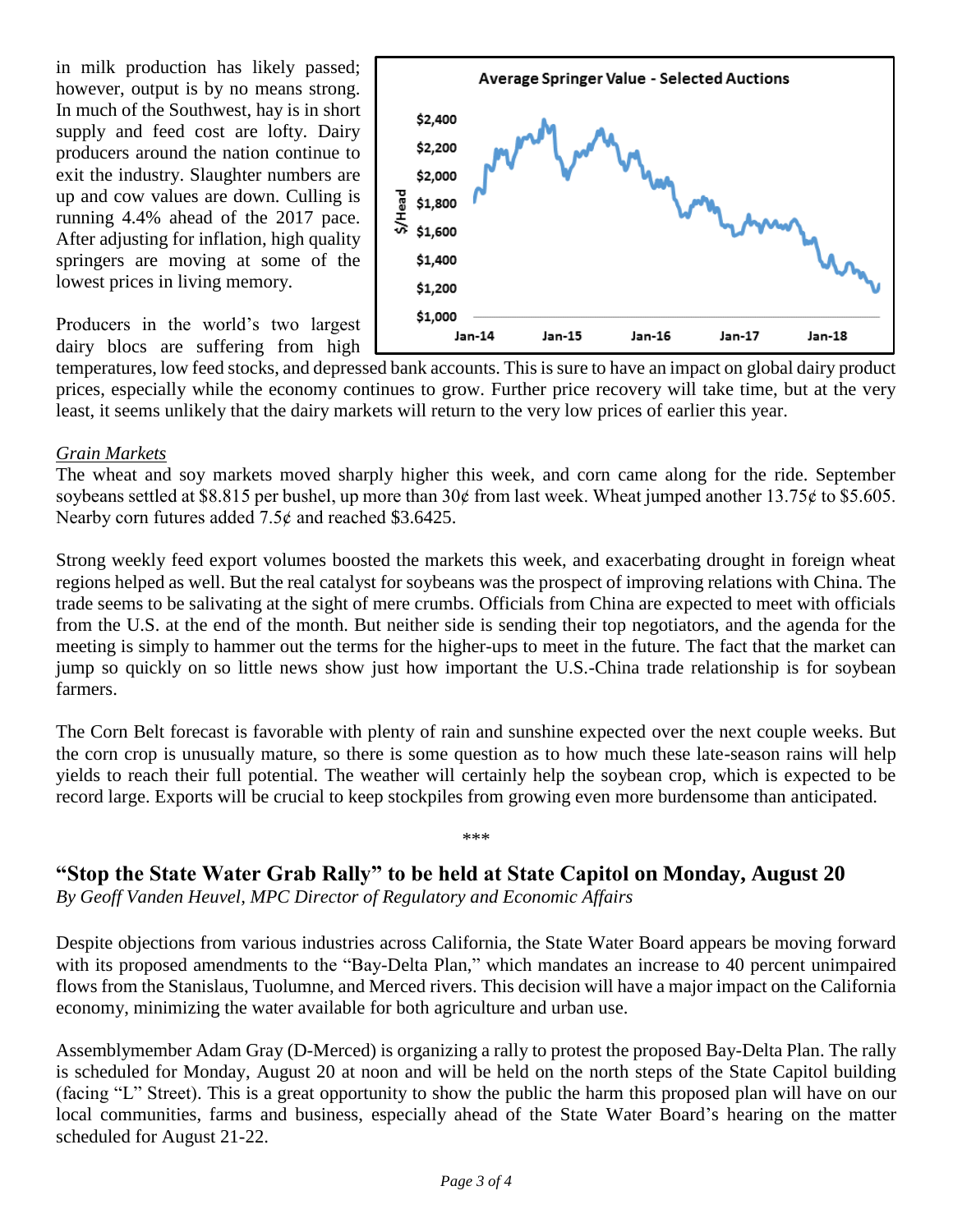in milk production has likely passed; however, output is by no means strong. In much of the Southwest, hay is in short supply and feed cost are lofty. Dairy producers around the nation continue to exit the industry. Slaughter numbers are up and cow values are down. Culling is running 4.4% ahead of the 2017 pace. After adjusting for inflation, high quality springers are moving at some of the lowest prices in living memory.

Producers in the world's two largest dairy blocs are suffering from high temperatures, low feed stocks, and depressed bank accounts. This is sure to have an impact on global dairy product prices, especially while the economy continues to grow. Further price recovery will take time, but at the very least, it seems unlikely that the dairy markets will return to the very low prices of earlier this year.

*Grain Markets*

The wheat and soy markets moved sharply higher this week, and corn came along for the ride. September soybeans settled at $8.815 per bushel, up more than 30¢ from last week. Wheat jumped another 13.75¢ to $5.605. Nearby corn futures added 7.5¢ and reached $3.6425.

Strong weekly feed export volumes boosted the markets this week, and exacerbating drought in foreign wheat regions helped as well. But the real catalyst for soybeans was the prospect of improving relations with China. The trade seems to be salivating at the sight of mere crumbs. Officials from China are expected to meet with officials from the U.S. at the end of the month. But neither side is sending their top negotiators, and the agenda for the meeting is simply to hammer out the terms for the higher-ups to meet in the future. The fact that the market can jump so quickly on so little news show just how important the U.S.-China trade relationship is for soybean farmers.

The Corn Belt forecast is favorable with plenty of rain and sunshine expected over the next couple weeks. But the corn crop is unusually mature, so there is some question as to how much these late-season rains will help yields to reach their full potential. The weather will certainly help the soybean crop, which is expected to be record large. Exports will be crucial to keep stockpiles from growing even more burdensome than anticipated.

\*\*\*

## "Stop the State Water Grab Rally" to be held at State Capitol on Monday, August 20

*By Geoff Vanden Heuvel, MPC Director of Regulatory and Economic Affairs*

Despite objections from various industries across California, the State Water Board appears be moving forward with its proposed amendments to the "Bay-Delta Plan," which mandates an increase to 40 percent unimpaired flows from the Stanislaus, Tuolumne, and Merced rivers. This decision will have a major impact on the California economy, minimizing the water available for both agriculture and urban use.

Assemblymember Adam Gray (D-Merced) is organizing a rally to protest the proposed Bay-Delta Plan. The rally is scheduled for Monday, August 20 at noon and will be held on the north steps of the State Capitol building (facing "L" Street). This is a great opportunity to show the public the harm this proposed plan will have on our local communities, farms and business, especially ahead of the State Water Board's hearing on the matter scheduled for August 21-22.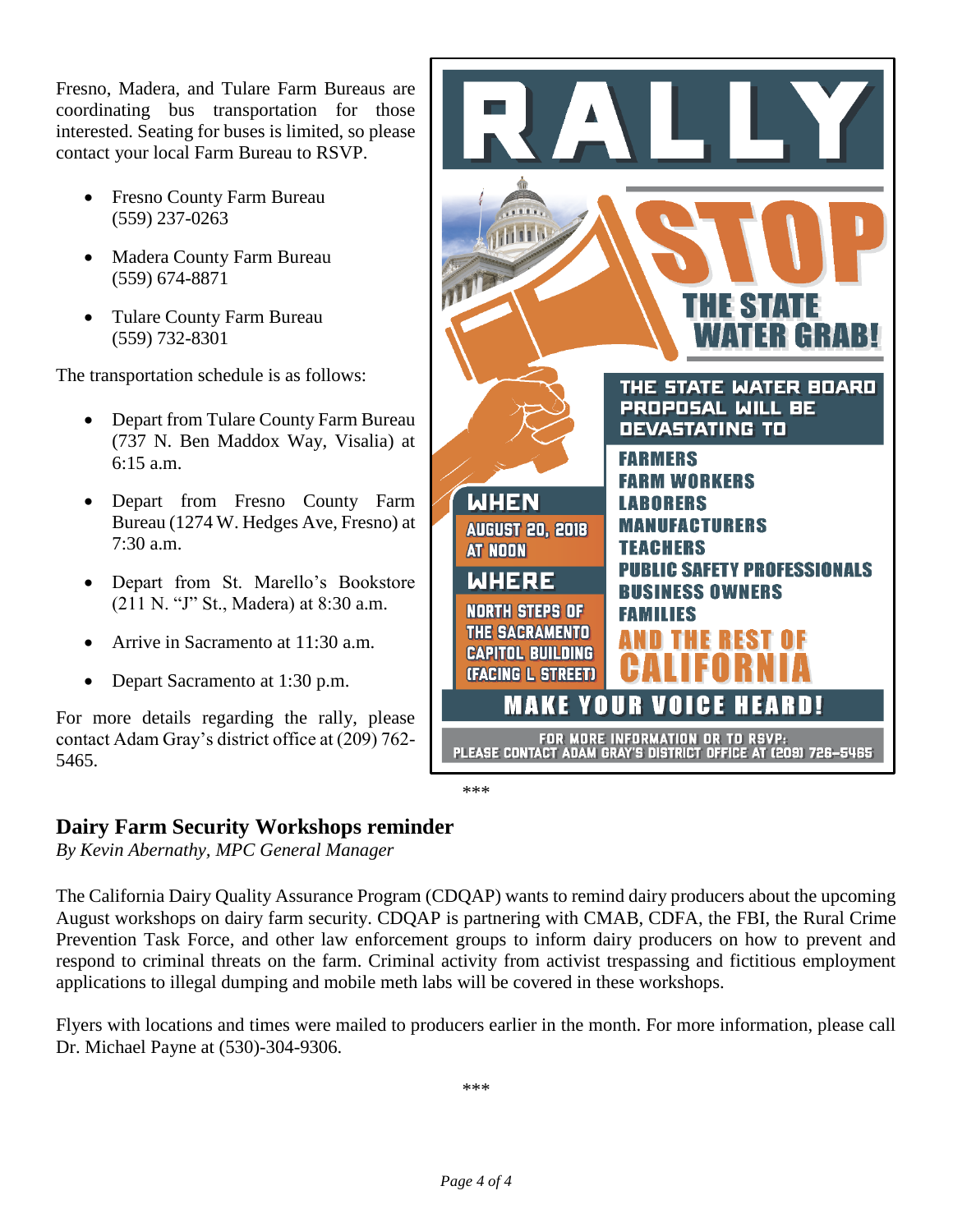Fresno, Madera, and Tulare Farm Bureaus are coordinating bus transportation for those interested. Seating for buses is limited, so please contact your local Farm Bureau to RSVP.

- Fresno County Farm Bureau
  (559) 237-0263
- Madera County Farm Bureau
  (559) 674-8871
- Tulare County Farm Bureau
  (559) 732-8301

The transportation schedule is as follows:

- Depart from Tulare County Farm Bureau (737 N. Ben Maddox Way, Visalia) at 6:15 a.m.
- Depart from Fresno County Farm Bureau (1274 W. Hedges Ave, Fresno) at 7:30 a.m.
- Depart from St. Marello's Bookstore (211 N. "J" St., Madera) at 8:30 a.m.
- Arrive in Sacramento at 11:30 a.m.
- Depart Sacramento at 1:30 p.m.

For more details regarding the rally, please contact Adam Gray's district office at (209) 762-5465.

RALLY

STOP THE STATE WATER GRAB!

THE STATE WATER BOARD PROPOSAL WILL BE DEVASTATING TO

FARMERS
FARM WORKERS
LABORERS
MANUFACTURERS
TEACHERS
PUBLIC SAFETY PROFESSIONALS
BUSINESS OWNERS
FAMILIES
AND THE REST OF CALIFORNIA

WHEN
AUGUST 20, 2018 AT NOON

WHERE
NORTH STEPS OF THE SACRAMENTO CAPITOL BUILDING (FACING L STREET)

MAKE YOUR VOICE HEARD!

FOR MORE INFORMATION OR TO RSVP:
PLEASE CONTACT ADAM GRAY'S DISTRICT OFFICE AT (209) 726-5465

\*\*\*

## Dairy Farm Security Workshops reminder

*By Kevin Abernathy, MPC General Manager*

The California Dairy Quality Assurance Program (CDQAP) wants to remind dairy producers about the upcoming August workshops on dairy farm security. CDQAP is partnering with CMAB, CDFA, the FBI, the Rural Crime Prevention Task Force, and other law enforcement groups to inform dairy producers on how to prevent and respond to criminal threats on the farm. Criminal activity from activist trespassing and fictitious employment applications to illegal dumping and mobile meth labs will be covered in these workshops.

Flyers with locations and times were mailed to producers earlier in the month. For more information, please call Dr. Michael Payne at (530)-304-9306.

\*\*\*